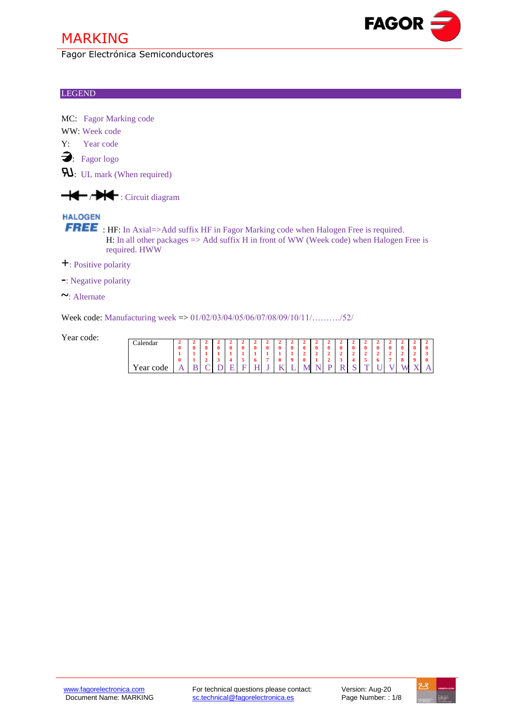# MARKING

Fagor Electrónica Semiconductores

## LEGEND

MC: Fagor Marking code

WW: Week code

Y: Year code

: Fagor logo

: UL mark (When required)

/ : Circuit diagram

HALOGEN FREE : HF: In Axial=>Add suffix HF in Fagor Marking code when Halogen Free is required.
H: In all other packages => Add suffix H in front of WW (Week code) when Halogen Free is required. HWW

+: Positive polarity

-: Negative polarity

~: Alternate

Week code: Manufacturing week => 01/02/03/04/05/06/07/08/09/10/11/………./52/

Year code:

| Calendar | 2010 | 2011 | 2012 | 2013 | 2014 | 2015 | 2016 | 2017 | 2018 | 2019 | 2020 | 2021 | 2022 | 2023 | 2024 | 2025 | 2026 | 2027 | 2028 | 2029 | 2030 |
|---|---|---|---|---|---|---|---|---|---|---|---|---|---|---|---|---|---|---|---|---|---|
| Year code | A | B | C | D | E | F | H | J | K | L | M | N | P | R | S | T | U | V | W | X | A |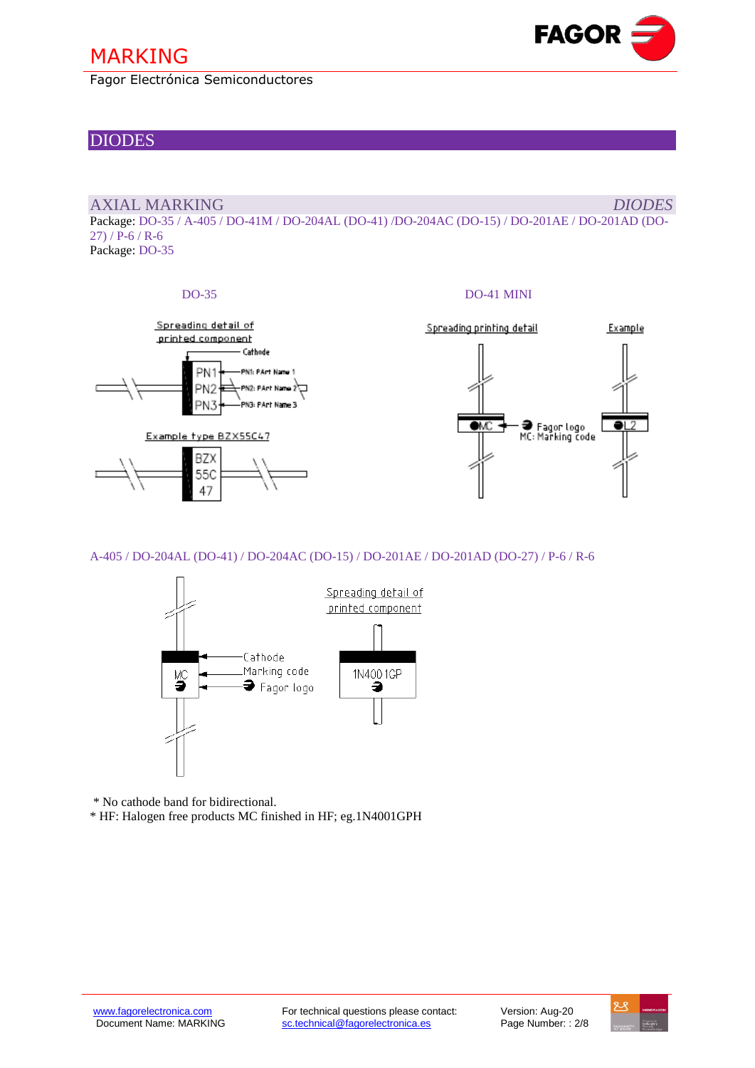# MARKING

Fagor Electrónica Semiconductores

## DIODES

### AXIAL MARKING *DIODES*

Package: DO-35 / A-405 / DO-41M / DO-204AL (DO-41) /DO-204AC (DO-15) / DO-201AE / DO-201AD (DO-27) / P-6 / R-6

Package: DO-35

DO-35

Spreading detail of printed component

Cathode

PN1 — PN1: PArt Name 1

PN2 — PN2: PArt Name 2

PN3 — PN3: PArt Name 3

Example type BZX55C47

BZX
55C
47

DO-41 MINI

Spreading printing detail

MC — Fagor logo, MC: Marking code

Example

L2

A-405 / DO-204AL (DO-41) / DO-204AC (DO-15) / DO-201AE / DO-201AD (DO-27) / P-6 / R-6

Cathode

Marking code

Fagor logo

MC

Spreading detail of printed component

1N4001GP

\* No cathode band for bidirectional.

\* HF: Halogen free products MC finished in HF; eg.1N4001GPH

www.fagorelectronica.com
Document Name: MARKING

For technical questions please contact:
sc.technical@fagorelectronica.es

Version: Aug-20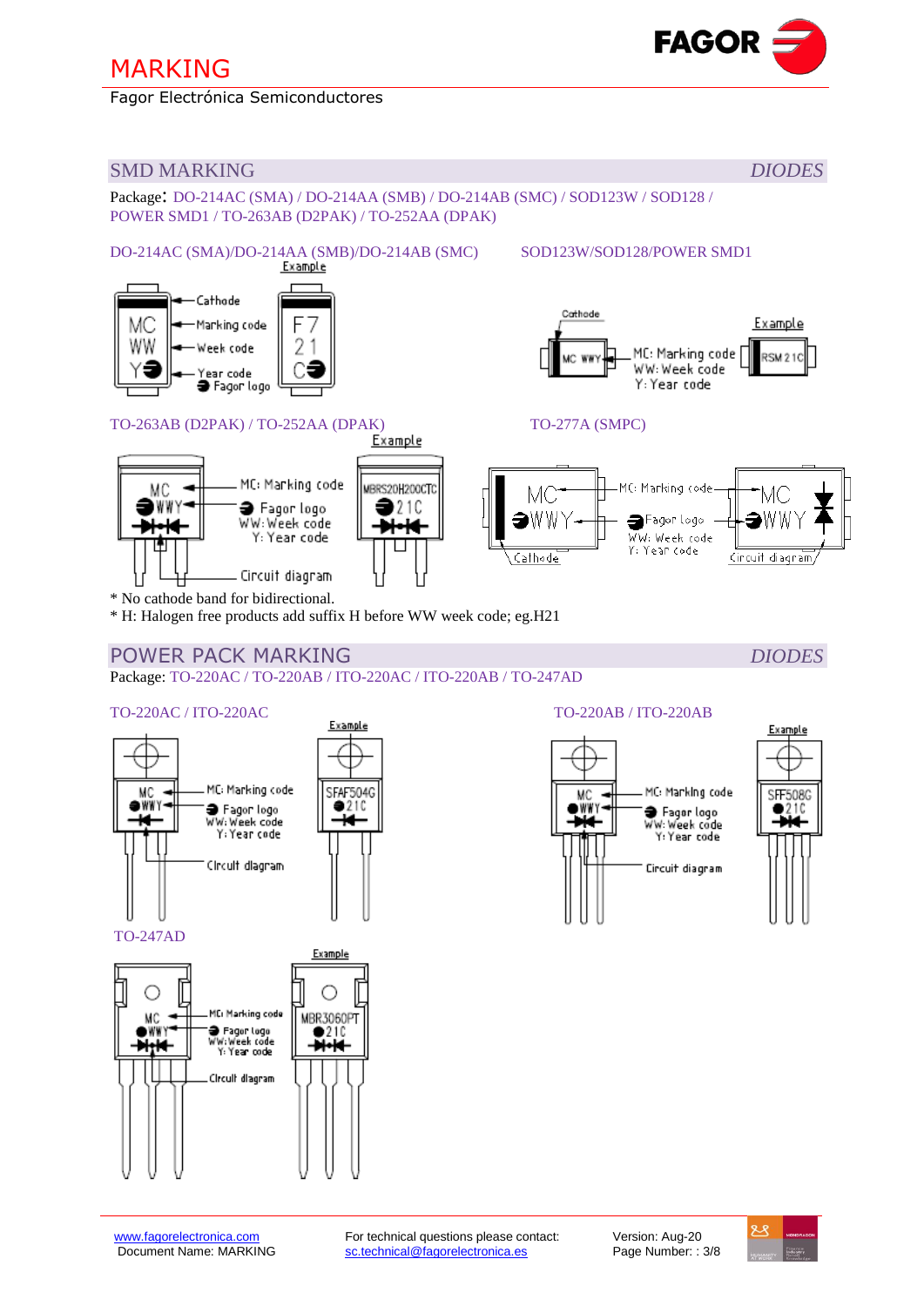# MARKING

Fagor Electrónica Semiconductores

## SMD MARKING *DIODES*

Package: DO-214AC (SMA) / DO-214AA (SMB) / DO-214AB (SMC) / SOD123W / SOD128 / POWER SMD1 / TO-263AB (D2PAK) / TO-252AA (DPAK)

### DO-214AC (SMA)/DO-214AA (SMB)/DO-214AB (SMC)

Example

MC — Marking code
WW — Week code
Y — Year code
Fagor logo
Cathode

Example: F7 / 21 / C

### SOD123W/SOD128/POWER SMD1

Cathode

MC WWY — MC: Marking code, WW: Week code, Y: Year code

Example: RSM 21C

### TO-263AB (D2PAK) / TO-252AA (DPAK)

Example

MC: Marking code
Fagor logo
WW: Week code
Y: Year code
Circuit diagram

Example: MBRS20H200CTC / 21C

### TO-277A (SMPC)

MC: Marking code
Fagor logo
WW: Week code
Y: Year code
Cathode
Circuit diagram

\* No cathode band for bidirectional.

\* H: Halogen free products add suffix H before WW week code; eg.H21

## POWER PACK MARKING *DIODES*

Package: TO-220AC / TO-220AB / ITO-220AC / ITO-220AB / TO-247AD

### TO-220AC / ITO-220AC

Example

MC: Marking code
Fagor logo
WW: Week code
Y: Year code
Circuit diagram

Example: SFAF504G / 21C

### TO-220AB / ITO-220AB

Example

MC: Marking code
Fagor logo
WW: Week code
Y: Year code
Circuit diagram

Example: SFF508G / 21C

### TO-247AD

Example

MC: Marking code
Fagor logo
WW: Week code
Y: Year code
Circuit diagram

Example: MBR3060PT / 21C

www.fagorelectronica.com
Document Name: MARKING

For technical questions please contact: sc.technical@fagorelectronica.es

Version: Aug-20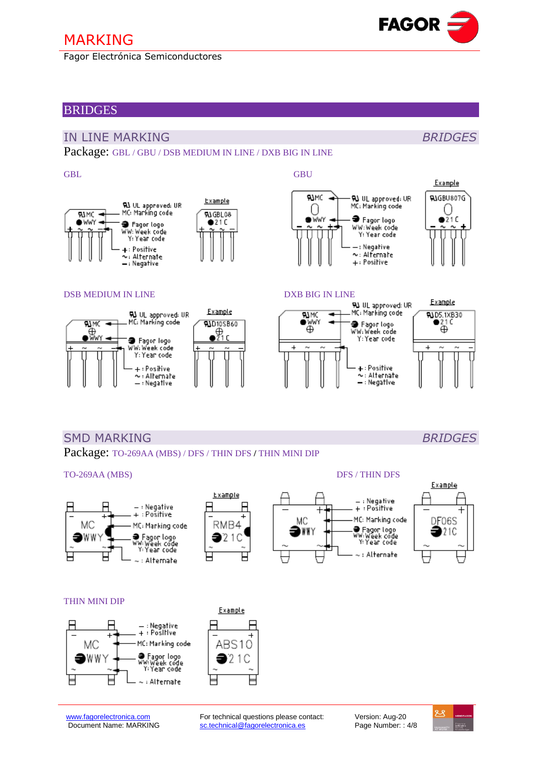# MARKING

Fagor Electrónica Semiconductores

## BRIDGES

### IN LINE MARKING *BRIDGES*

Package: GBL / GBU / DSB MEDIUM IN LINE / DXB BIG IN LINE

#### GBL

UL approved: UR
MC: Marking code
Fagor logo
WW: Week code
Y: Year code
+: Positive
~: Alternate
–: Negative

Example: GBL08, 21C

#### GBU

UL approved: UR
MC: Marking code
Fagor logo
WW: Week code
Y: Year code
–: Negative
~: Alternate
+: Positive

Example: GBU807G, 21C

#### DSB MEDIUM IN LINE

UL approved: UR
MC: Marking code
Fagor logo
WW: Week code
Y: Year code
+: Positive
~: Alternate
–: Negative

Example: D10SB60, 21C

#### DXB BIG IN LINE

UL approved: UR
MC: Marking code
Fagor logo
WW: Week code
Y: Year code
+: Positive
~: Alternate
–: Negative

Example: D5.1XB30, 21C

### SMD MARKING *BRIDGES*

Package: TO-269AA (MBS) / DFS / THIN DFS / THIN MINI DIP

#### TO-269AA (MBS)

–: Negative
+: Positive
MC: Marking code
Fagor logo
WW: Week code
Y: Year code
~: Alternate

Example: RMB4, 21C

#### DFS / THIN DFS

–: Negative
+: Positive
MC: Marking code
Fagor logo
WW: Week code
Y: Year code
~: Alternate

Example: DF06S, 21C

#### THIN MINI DIP

–: Negative
+: Positive
MC: Marking code
Fagor logo
WW: Week code
Y: Year code
~: Alternate

Example: ABS10, 21C

www.fagorelectronica.com
Document Name: MARKING

For technical questions please contact: sc.technical@fagorelectronica.es

Version: Aug-20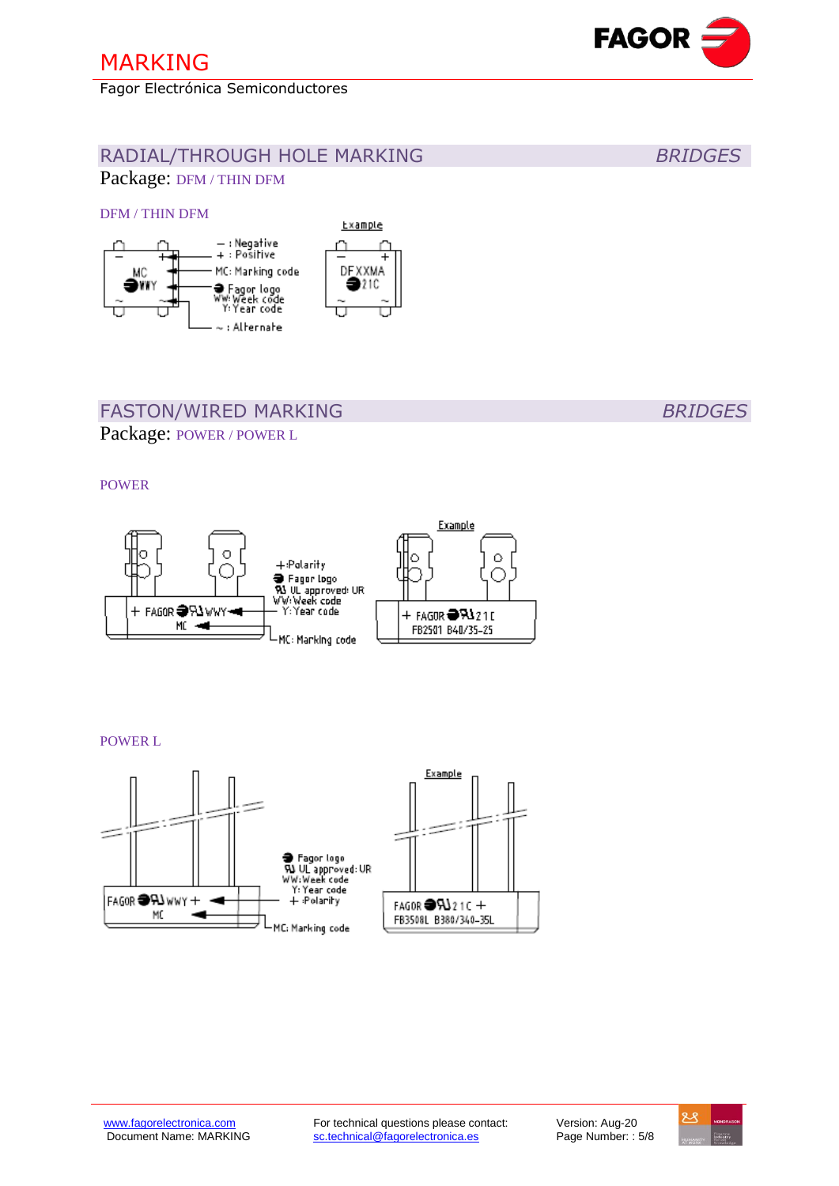# MARKING

Fagor Electrónica Semiconductores

## RADIAL/THROUGH HOLE MARKING *BRIDGES*

Package: DFM / THIN DFM

### DFM / THIN DFM

– : Negative
+ : Positive
MC: Marking code
Fagor logo
WW: Week code
Y: Year code
~ : Alternate

Example

DFXXMA
21C

## FASTON/WIRED MARKING *BRIDGES*

Package: POWER / POWER L

### POWER

+ FAGOR WWY
MC

+: Polarity
Fagor logo
UL approved: UR
WW: Week code
Y: Year code
MC: Marking code

Example

+ FAGOR 21C
FB2501 B40/35-25

### POWER L

FAGOR WWY +
MC

Fagor logo
UL approved: UR
WW: Week code
Y: Year code
+ : Polarity
MC: Marking code

Example

FAGOR 21C +
FB3508L B380/340-35L

www.fagorelectronica.com
Document Name: MARKING

For technical questions please contact:
sc.technical@fagorelectronica.es

Version: Aug-20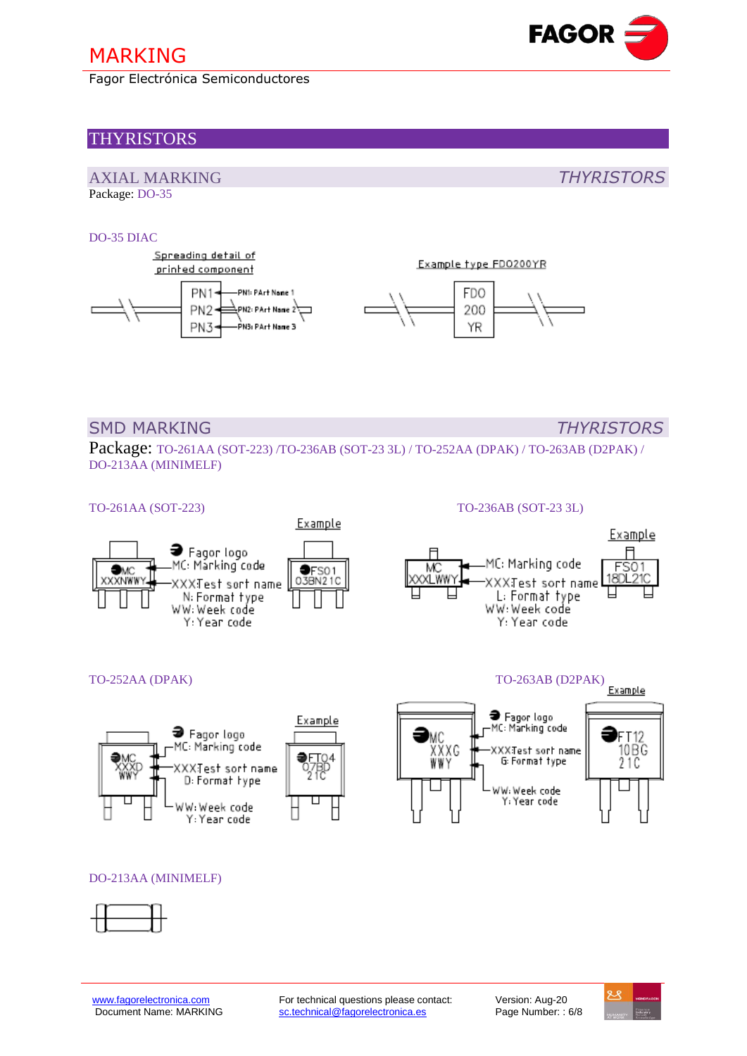# MARKING

Fagor Electrónica Semiconductores

## THYRISTORS

### AXIAL MARKING — *THYRISTORS*

Package: DO-35

DO-35 DIAC

Spreading detail of printed component

PN1 — PN1: PArt Name 1
PN2 — PN2: PArt Name 2
PN3 — PN3: PArt Name 3

Example type FDO200YR

FDO
200
YR

### SMD MARKING — *THYRISTORS*

Package: TO-261AA (SOT-223) /TO-236AB (SOT-23 3L) / TO-252AA (DPAK) / TO-263AB (D2PAK) / DO-213AA (MINIMELF)

TO-261AA (SOT-223)

MC
XXXNWWY

- Fagor logo
- MC: Marking code
- XXX: Test sort name
- N: Format type
- WW: Week code
- Y: Year code

Example

FS01
03BN21C

TO-236AB (SOT-23 3L)

MC
XXXLWWY

- MC: Marking code
- XXX: Test sort name
- L: Format type
- WW: Week code
- Y: Year code

Example

FS01
18DL21C

TO-252AA (DPAK)

MC
XXXD
WWY

- Fagor logo
- MC: Marking code
- XXX: Test sort name
- D: Format type
- WW: Week code
- Y: Year code

Example

FT04
07BD
21C

TO-263AB (D2PAK)

MC
XXXG
WWY

- Fagor logo
- MC: Marking code
- XXX: Test sort name
- G: Format type
- WW: Week code
- Y: Year code

Example

FT12
10BG
21C

DO-213AA (MINIMELF)

www.fagorelectronica.com
Document Name: MARKING

For technical questions please contact: sc.technical@fagorelectronica.es

Version: Aug-20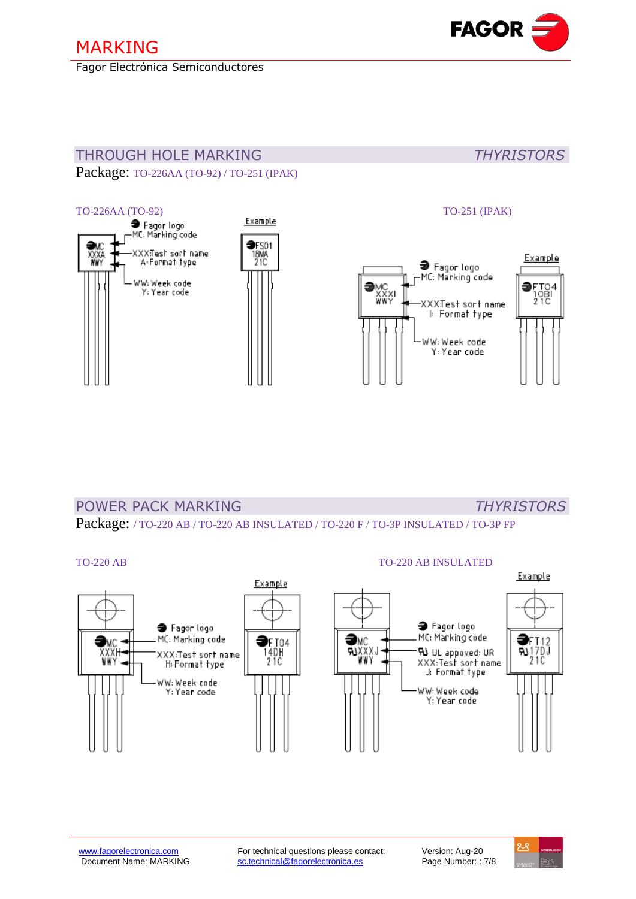# MARKING

Fagor Electrónica Semiconductores

## THROUGH HOLE MARKING *THYRISTORS*

Package: TO-226AA (TO-92) / TO-251 (IPAK)

TO-226AA (TO-92)

- Fagor logo
- MC: Marking code
- XXX: Test sort name
- A: Format type
- WW: Week code
- Y: Year code

Example: FS01 18MA 21C

TO-251 (IPAK)

- Fagor logo
- MC: Marking code
- XXX: Test sort name
- I: Format type
- WW: Week code
- Y: Year code

Example: FT04 10BI 21C

## POWER PACK MARKING *THYRISTORS*

Package: / TO-220 AB / TO-220 AB INSULATED / TO-220 F / TO-3P INSULATED / TO-3P FP

TO-220 AB

- Fagor logo
- MC: Marking code
- XXX: Test sort name
- H: Format type
- WW: Week code
- Y: Year code

Example: FT04 14DH 21C

TO-220 AB INSULATED

- Fagor logo
- MC: Marking code
- UL appoved: UR
- XXX: Test sort name
- J: Format type
- WW: Week code
- Y: Year code

Example: FT12 17DJ 21C

www.fagorelectronica.com
Document Name: MARKING

For technical questions please contact:
sc.technical@fagorelectronica.es

Version: Aug-20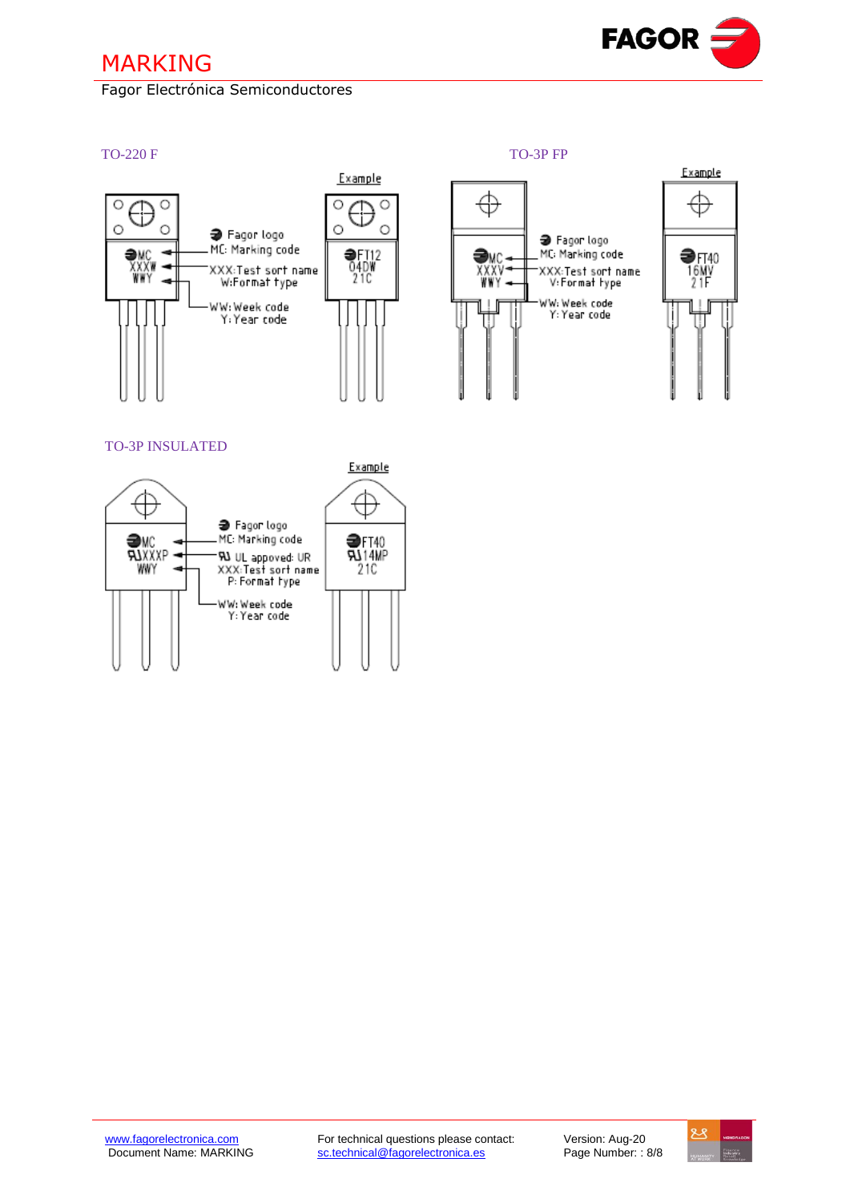# MARKING

Fagor Electrónica Semiconductores

## TO-220 F

Fagor logo
MC: Marking code
XXX: Test sort name
W: Format type
WW: Week code
Y: Year code

Example

FT12
04DW
21C

## TO-3P FP

Fagor logo
MC: Marking code
XXX: Test sort name
V: Format type
WW: Week code
Y: Year code

Example

FT40
16MV
21F

## TO-3P INSULATED

Fagor logo
MC: Marking code
UL appoved: UR
XXX: Test sort name
P: Format type
WW: Week code
Y: Year code

Example

FT40
14MP
21C

[www.fagorelectronica.com](http://www.fagorelectronica.com)
Document Name: MARKING

For technical questions please contact:
[sc.technical@fagorelectronica.es](mailto:sc.technical@fagorelectronica.es)

Version: Aug-20